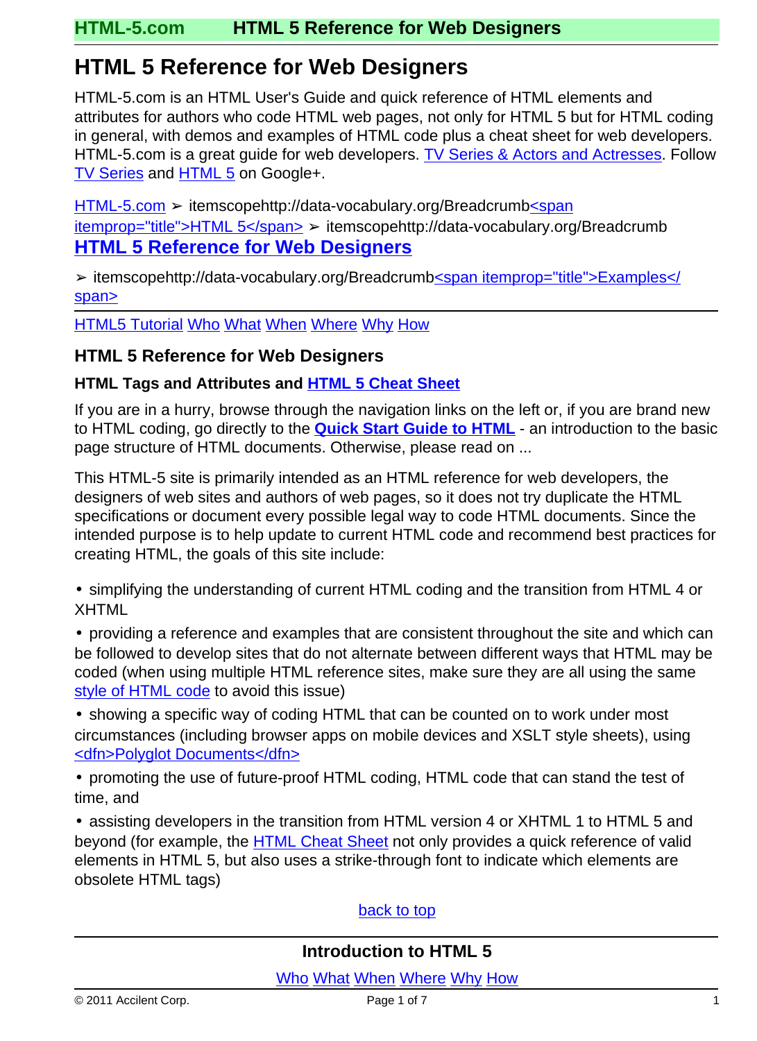# HTML 5 Reference for Web Designers

HTML-5.com is an HTML User's Guide and quick reference of HTML elements and attributes for authors who code HTML web pages, not only for HTML 5 but for HTML coding in general, with demos and examples of HTML code plus a cheat sheet for web developers. HTML-5.com is a great guide for web developers. TV Series & Actors and Actresses. Follow TV Series and HTML 5 on Google+.

HTML-5.com ➢ itemscopehttp://data-vocabulary.org/Breadcrumb<span itemprop="title">HTML 5</span> ➢ itemscopehttp://data-vocabulary.org/Breadcrumb **HTML 5 Reference for Web Designers**

➢ itemscopehttp://data-vocabulary.org/Breadcrumb<span itemprop="title">Examples</span>

HTML5 Tutorial Who What When Where Why How

### HTML 5 Reference for Web Designers

#### HTML Tags and Attributes and **HTML 5 Cheat Sheet**

If you are in a hurry, browse through the navigation links on the left or, if you are brand new to HTML coding, go directly to the **Quick Start Guide to HTML** - an introduction to the basic page structure of HTML documents. Otherwise, please read on ...

This HTML-5 site is primarily intended as an HTML reference for web developers, the designers of web sites and authors of web pages, so it does not try duplicate the HTML specifications or document every possible legal way to code HTML documents. Since the intended purpose is to help update to current HTML code and recommend best practices for creating HTML, the goals of this site include:

- simplifying the understanding of current HTML coding and the transition from HTML 4 or XHTML
- providing a reference and examples that are consistent throughout the site and which can be followed to develop sites that do not alternate between different ways that HTML may be coded (when using multiple HTML reference sites, make sure they are all using the same style of HTML code to avoid this issue)
- showing a specific way of coding HTML that can be counted on to work under most circumstances (including browser apps on mobile devices and XSLT style sheets), using <dfn>Polyglot Documents</dfn>
- promoting the use of future-proof HTML coding, HTML code that can stand the test of time, and
- assisting developers in the transition from HTML version 4 or XHTML 1 to HTML 5 and beyond (for example, the HTML Cheat Sheet not only provides a quick reference of valid elements in HTML 5, but also uses a strike-through font to indicate which elements are obsolete HTML tags)

back to top

### Introduction to HTML 5

Who What When Where Why How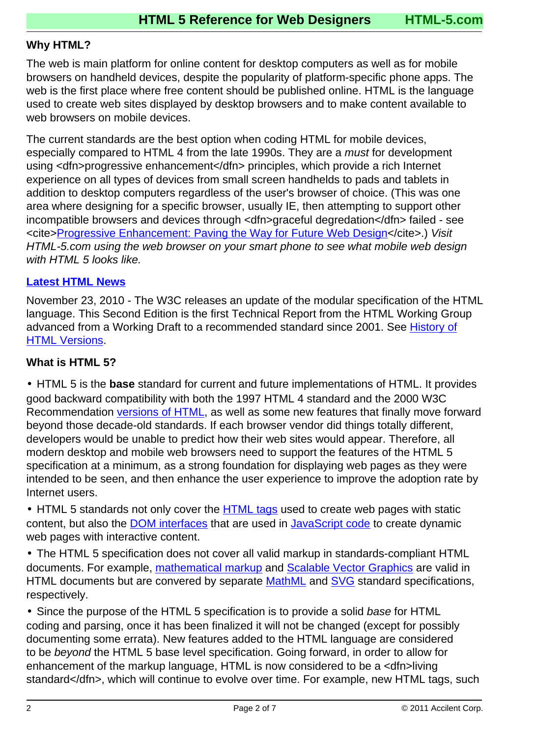### Why HTML?

The web is main platform for online content for desktop computers as well as for mobile browsers on handheld devices, despite the popularity of platform-specific phone apps. The web is the first place where free content should be published online. HTML is the language used to create web sites displayed by desktop browsers and to make content available to web browsers on mobile devices.

The current standards are the best option when coding HTML for mobile devices, especially compared to HTML 4 from the late 1990s. They are a *must* for development using <dfn>progressive enhancement</dfn> principles, which provide a rich Internet experience on all types of devices from small screen handhelds to pads and tablets in addition to desktop computers regardless of the user's browser of choice. (This was one area where designing for a specific browser, usually IE, then attempting to support other incompatible browsers and devices through <dfn>graceful degredation</dfn> failed - see <cite>Progressive Enhancement: Paving the Way for Future Web Design</cite>.) *Visit HTML-5.com using the web browser on your smart phone to see what mobile web design with HTML 5 looks like.*

### Latest HTML News

November 23, 2010 - The W3C releases an update of the modular specification of the HTML language. This Second Edition is the first Technical Report from the HTML Working Group advanced from a Working Draft to a recommended standard since 2001. See History of HTML Versions.

### What is HTML 5?

- HTML 5 is the **base** standard for current and future implementations of HTML. It provides good backward compatibility with both the 1997 HTML 4 standard and the 2000 W3C Recommendation versions of HTML, as well as some new features that finally move forward beyond those decade-old standards. If each browser vendor did things totally different, developers would be unable to predict how their web sites would appear. Therefore, all modern desktop and mobile web browsers need to support the features of the HTML 5 specification at a minimum, as a strong foundation for displaying web pages as they were intended to be seen, and then enhance the user experience to improve the adoption rate by Internet users.
- HTML 5 standards not only cover the HTML tags used to create web pages with static content, but also the DOM interfaces that are used in JavaScript code to create dynamic web pages with interactive content.
- The HTML 5 specification does not cover all valid markup in standards-compliant HTML documents. For example, mathematical markup and Scalable Vector Graphics are valid in HTML documents but are convered by separate MathML and SVG standard specifications, respectively.
- Since the purpose of the HTML 5 specification is to provide a solid *base* for HTML coding and parsing, once it has been finalized it will not be changed (except for possibly documenting some errata). New features added to the HTML language are considered to be *beyond* the HTML 5 base level specification. Going forward, in order to allow for enhancement of the markup language, HTML is now considered to be a <dfn>living standard</dfn>, which will continue to evolve over time. For example, new HTML tags, such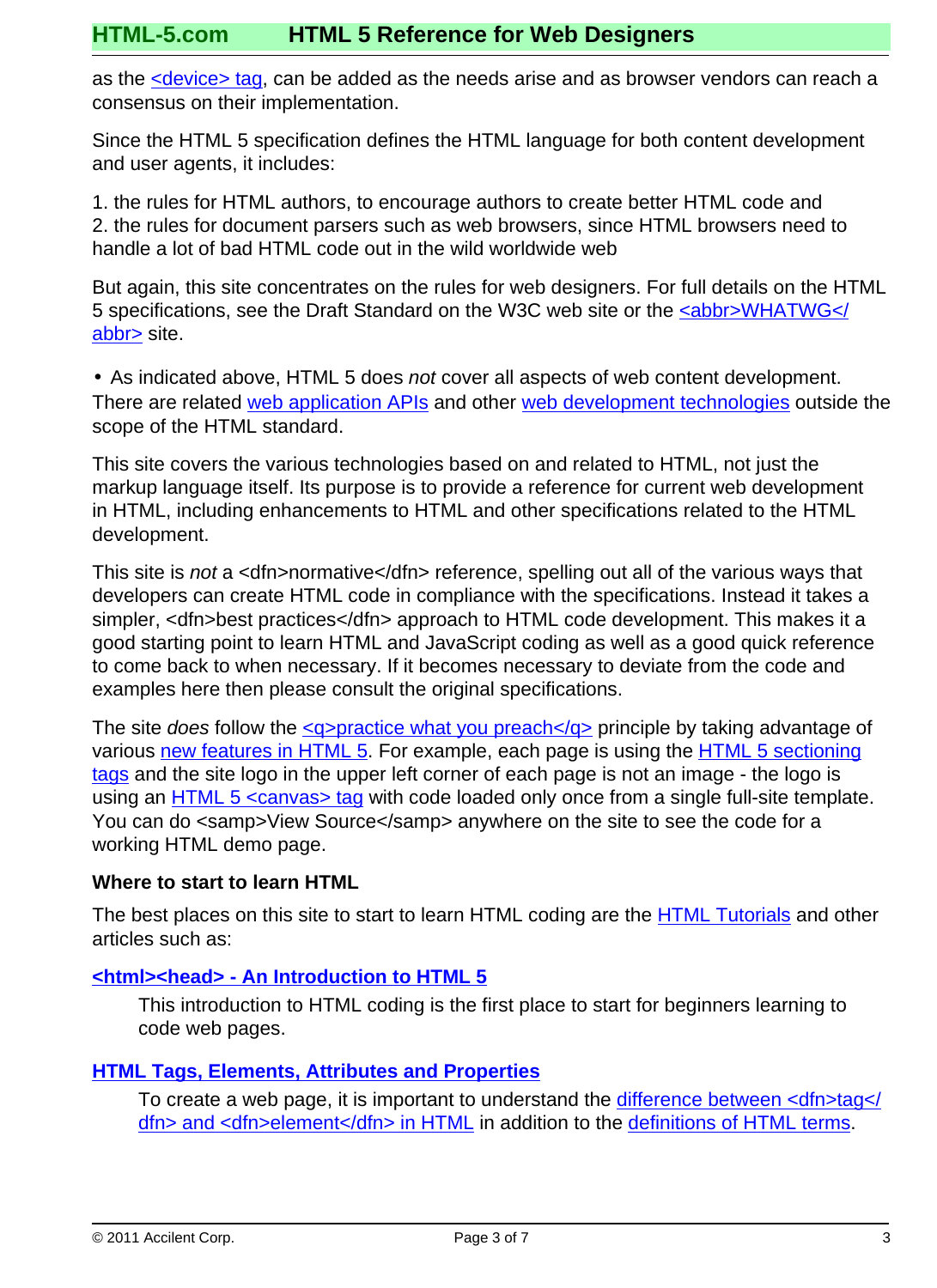as the <device> tag, can be added as the needs arise and as browser vendors can reach a consensus on their implementation.

Since the HTML 5 specification defines the HTML language for both content development and user agents, it includes:

1. the rules for HTML authors, to encourage authors to create better HTML code and
2. the rules for document parsers such as web browsers, since HTML browsers need to handle a lot of bad HTML code out in the wild worldwide web

But again, this site concentrates on the rules for web designers. For full details on the HTML 5 specifications, see the Draft Standard on the W3C web site or the <abbr>WHATWG</abbr> site.

• As indicated above, HTML 5 does *not* cover all aspects of web content development. There are related web application APIs and other web development technologies outside the scope of the HTML standard.

This site covers the various technologies based on and related to HTML, not just the markup language itself. Its purpose is to provide a reference for current web development in HTML, including enhancements to HTML and other specifications related to the HTML development.

This site is *not* a <dfn>normative</dfn> reference, spelling out all of the various ways that developers can create HTML code in compliance with the specifications. Instead it takes a simpler, <dfn>best practices</dfn> approach to HTML code development. This makes it a good starting point to learn HTML and JavaScript coding as well as a good quick reference to come back to when necessary. If it becomes necessary to deviate from the code and examples here then please consult the original specifications.

The site *does* follow the <q>practice what you preach</q> principle by taking advantage of various new features in HTML 5. For example, each page is using the HTML 5 sectioning tags and the site logo in the upper left corner of each page is not an image - the logo is using an HTML 5 <canvas> tag with code loaded only once from a single full-site template. You can do <samp>View Source</samp> anywhere on the site to see the code for a working HTML demo page.

### Where to start to learn HTML

The best places on this site to start to learn HTML coding are the HTML Tutorials and other articles such as:

**<html><head> - An Introduction to HTML 5**

This introduction to HTML coding is the first place to start for beginners learning to code web pages.

**HTML Tags, Elements, Attributes and Properties**

To create a web page, it is important to understand the difference between <dfn>tag</dfn> and <dfn>element</dfn> in HTML in addition to the definitions of HTML terms.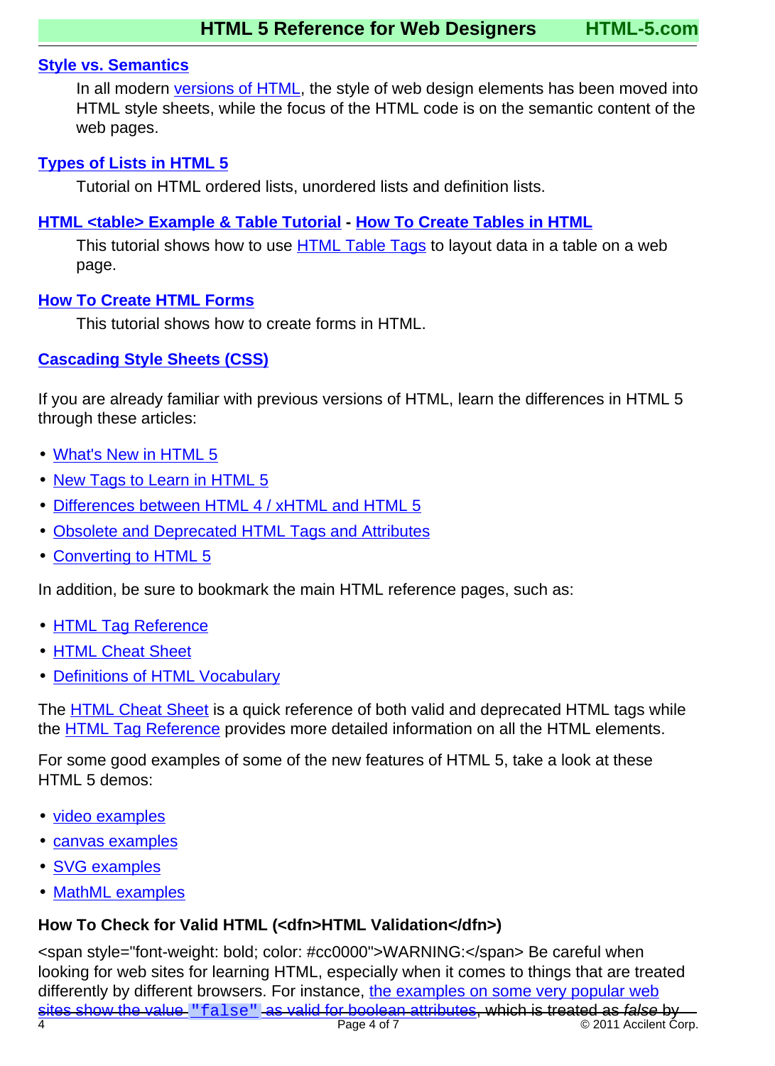**Style vs. Semantics**

In all modern versions of HTML, the style of web design elements has been moved into HTML style sheets, while the focus of the HTML code is on the semantic content of the web pages.

**Types of Lists in HTML 5**

Tutorial on HTML ordered lists, unordered lists and definition lists.

**HTML <table> Example & Table Tutorial** - **How To Create Tables in HTML**

This tutorial shows how to use HTML Table Tags to layout data in a table on a web page.

**How To Create HTML Forms**

This tutorial shows how to create forms in HTML.

**Cascading Style Sheets (CSS)**

If you are already familiar with previous versions of HTML, learn the differences in HTML 5 through these articles:

- What's New in HTML 5
- New Tags to Learn in HTML 5
- Differences between HTML 4 / xHTML and HTML 5
- Obsolete and Deprecated HTML Tags and Attributes
- Converting to HTML 5

In addition, be sure to bookmark the main HTML reference pages, such as:

- HTML Tag Reference
- HTML Cheat Sheet
- Definitions of HTML Vocabulary

The HTML Cheat Sheet is a quick reference of both valid and deprecated HTML tags while the HTML Tag Reference provides more detailed information on all the HTML elements.

For some good examples of some of the new features of HTML 5, take a look at these HTML 5 demos:

- video examples
- canvas examples
- SVG examples
- MathML examples

**How To Check for Valid HTML (<dfn>HTML Validation</dfn>)**

<span style="font-weight: bold; color: #cc0000">WARNING:</span> Be careful when looking for web sites for learning HTML, especially when it comes to things that are treated differently by different browsers. For instance, ~~the examples on some very popular web sites show the value `"false"` as valid for boolean attributes, which is treated as *false* by~~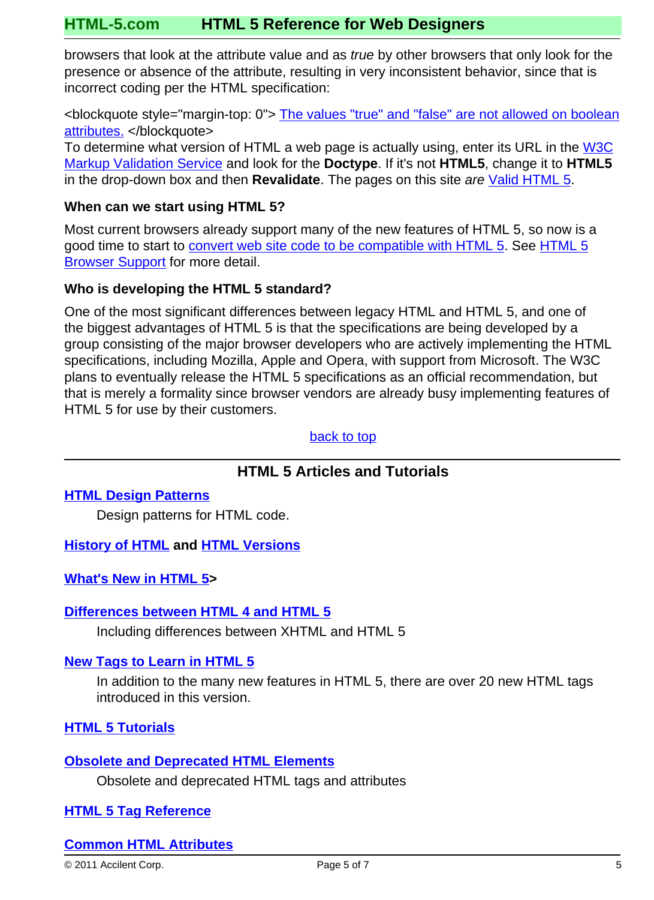browsers that look at the attribute value and as *true* by other browsers that only look for the presence or absence of the attribute, resulting in very inconsistent behavior, since that is incorrect coding per the HTML specification:

<blockquote style="margin-top: 0"> The values "true" and "false" are not allowed on boolean attributes. </blockquote>
To determine what version of HTML a web page is actually using, enter its URL in the W3C Markup Validation Service and look for the **Doctype**. If it's not **HTML5**, change it to **HTML5** in the drop-down box and then **Revalidate**. The pages on this site *are* Valid HTML 5.

### When can we start using HTML 5?

Most current browsers already support many of the new features of HTML 5, so now is a good time to start to convert web site code to be compatible with HTML 5. See HTML 5 Browser Support for more detail.

### Who is developing the HTML 5 standard?

One of the most significant differences between legacy HTML and HTML 5, and one of the biggest advantages of HTML 5 is that the specifications are being developed by a group consisting of the major browser developers who are actively implementing the HTML specifications, including Mozilla, Apple and Opera, with support from Microsoft. The W3C plans to eventually release the HTML 5 specifications as an official recommendation, but that is merely a formality since browser vendors are already busy implementing features of HTML 5 for use by their customers.

back to top

---

## HTML 5 Articles and Tutorials

**HTML Design Patterns**

Design patterns for HTML code.

**History of HTML and HTML Versions**

**What's New in HTML 5>**

**Differences between HTML 4 and HTML 5**

Including differences between XHTML and HTML 5

**New Tags to Learn in HTML 5**

In addition to the many new features in HTML 5, there are over 20 new HTML tags introduced in this version.

**HTML 5 Tutorials**

**Obsolete and Deprecated HTML Elements**

Obsolete and deprecated HTML tags and attributes

**HTML 5 Tag Reference**

**Common HTML Attributes**

© 2011 Accilent Corp.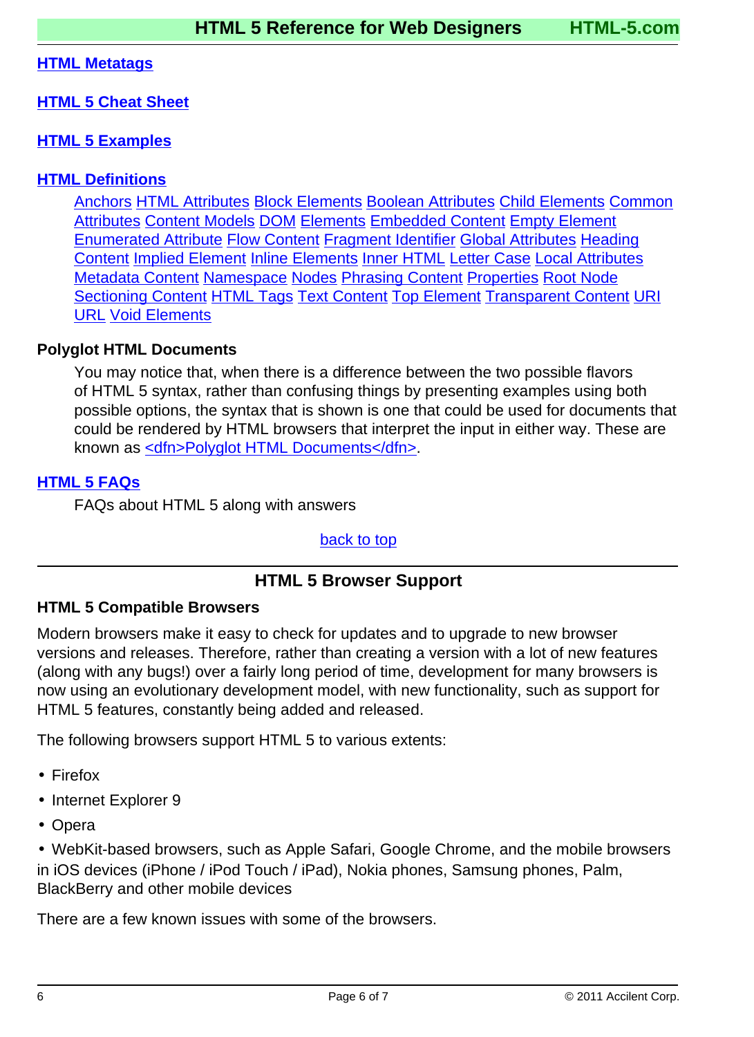**HTML Metatags**

**HTML 5 Cheat Sheet**

**HTML 5 Examples**

**HTML Definitions**

Anchors HTML Attributes Block Elements Boolean Attributes Child Elements Common Attributes Content Models DOM Elements Embedded Content Empty Element Enumerated Attribute Flow Content Fragment Identifier Global Attributes Heading Content Implied Element Inline Elements Inner HTML Letter Case Local Attributes Metadata Content Namespace Nodes Phrasing Content Properties Root Node Sectioning Content HTML Tags Text Content Top Element Transparent Content URI URL Void Elements

**Polyglot HTML Documents**

You may notice that, when there is a difference between the two possible flavors of HTML 5 syntax, rather than confusing things by presenting examples using both possible options, the syntax that is shown is one that could be used for documents that could be rendered by HTML browsers that interpret the input in either way. These are known as <dfn>Polyglot HTML Documents</dfn>.

**HTML 5 FAQs**

FAQs about HTML 5 along with answers

back to top

## HTML 5 Browser Support

### HTML 5 Compatible Browsers

Modern browsers make it easy to check for updates and to upgrade to new browser versions and releases. Therefore, rather than creating a version with a lot of new features (along with any bugs!) over a fairly long period of time, development for many browsers is now using an evolutionary development model, with new functionality, such as support for HTML 5 features, constantly being added and released.

The following browsers support HTML 5 to various extents:

- Firefox
- Internet Explorer 9
- Opera
- WebKit-based browsers, such as Apple Safari, Google Chrome, and the mobile browsers in iOS devices (iPhone / iPod Touch / iPad), Nokia phones, Samsung phones, Palm, BlackBerry and other mobile devices

There are a few known issues with some of the browsers.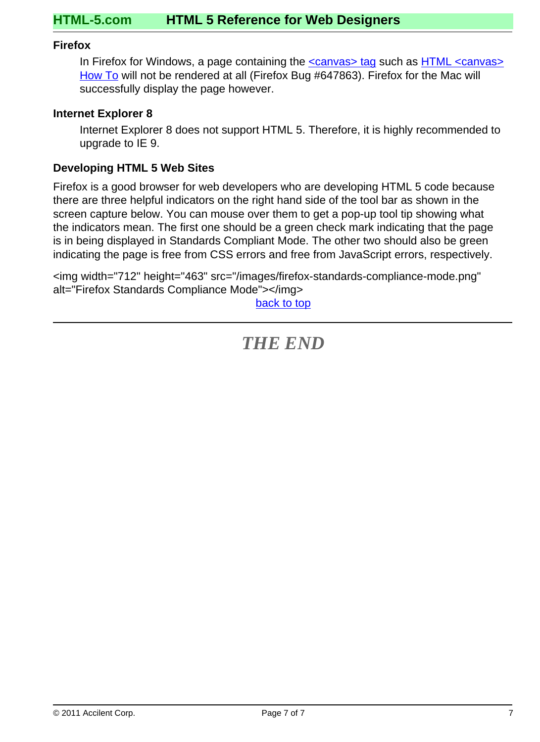### Firefox

In Firefox for Windows, a page containing the <canvas> tag such as HTML <canvas> How To will not be rendered at all (Firefox Bug #647863). Firefox for the Mac will successfully display the page however.

### Internet Explorer 8

Internet Explorer 8 does not support HTML 5. Therefore, it is highly recommended to upgrade to IE 9.

### Developing HTML 5 Web Sites

Firefox is a good browser for web developers who are developing HTML 5 code because there are three helpful indicators on the right hand side of the tool bar as shown in the screen capture below. You can mouse over them to get a pop-up tool tip showing what the indicators mean. The first one should be a green check mark indicating that the page is in being displayed in Standards Compliant Mode. The other two should also be green indicating the page is free from CSS errors and free from JavaScript errors, respectively.

<img width="712" height="463" src="/images/firefox-standards-compliance-mode.png" alt="Firefox Standards Compliance Mode"></img>

back to top

---

*THE END*